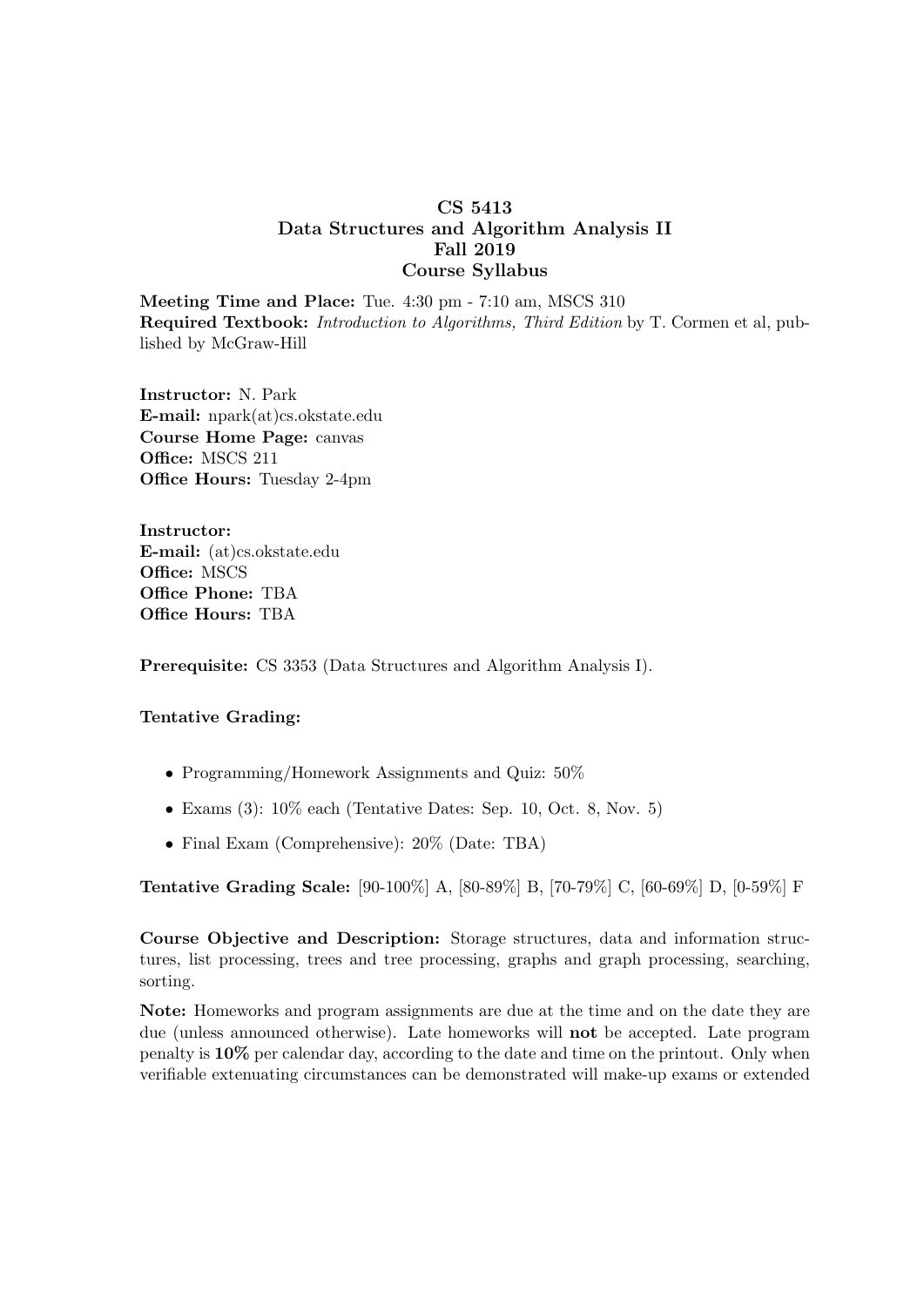# CS 5413
## Data Structures and Algorithm Analysis II
## Fall 2019
## Course Syllabus

**Meeting Time and Place:** Tue. 4:30 pm - 7:10 am, MSCS 310
**Required Textbook:** *Introduction to Algorithms, Third Edition* by T. Cormen et al, published by McGraw-Hill

**Instructor:** N. Park
**E-mail:** npark(at)cs.okstate.edu
**Course Home Page:** canvas
**Office:** MSCS 211
**Office Hours:** Tuesday 2-4pm

**Instructor:**
**E-mail:** (at)cs.okstate.edu
**Office:** MSCS
**Office Phone:** TBA
**Office Hours:** TBA

**Prerequisite:** CS 3353 (Data Structures and Algorithm Analysis I).

**Tentative Grading:**

- Programming/Homework Assignments and Quiz: 50%
- Exams (3): 10% each (Tentative Dates: Sep. 10, Oct. 8, Nov. 5)
- Final Exam (Comprehensive): 20% (Date: TBA)

**Tentative Grading Scale:** [90-100%] A, [80-89%] B, [70-79%] C, [60-69%] D, [0-59%] F

**Course Objective and Description:** Storage structures, data and information structures, list processing, trees and tree processing, graphs and graph processing, searching, sorting.

**Note:** Homeworks and program assignments are due at the time and on the date they are due (unless announced otherwise). Late homeworks will **not** be accepted. Late program penalty is **10%** per calendar day, according to the date and time on the printout. Only when verifiable extenuating circumstances can be demonstrated will make-up exams or extended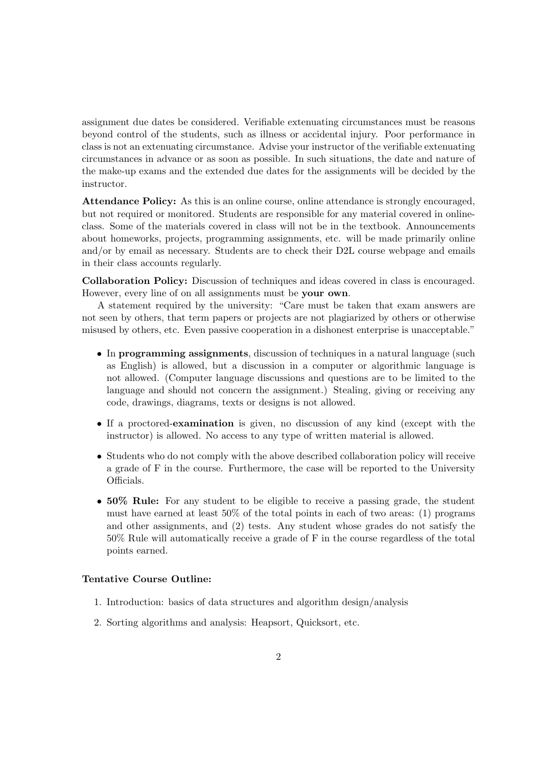assignment due dates be considered. Verifiable extenuating circumstances must be reasons beyond control of the students, such as illness or accidental injury. Poor performance in class is not an extenuating circumstance. Advise your instructor of the verifiable extenuating circumstances in advance or as soon as possible. In such situations, the date and nature of the make-up exams and the extended due dates for the assignments will be decided by the instructor.

**Attendance Policy:** As this is an online course, online attendance is strongly encouraged, but not required or monitored. Students are responsible for any material covered in online-class. Some of the materials covered in class will not be in the textbook. Announcements about homeworks, projects, programming assignments, etc. will be made primarily online and/or by email as necessary. Students are to check their D2L course webpage and emails in their class accounts regularly.

**Collaboration Policy:** Discussion of techniques and ideas covered in class is encouraged. However, every line of on all assignments must be **your own**.

A statement required by the university: "Care must be taken that exam answers are not seen by others, that term papers or projects are not plagiarized by others or otherwise misused by others, etc. Even passive cooperation in a dishonest enterprise is unacceptable."

- In **programming assignments**, discussion of techniques in a natural language (such as English) is allowed, but a discussion in a computer or algorithmic language is not allowed. (Computer language discussions and questions are to be limited to the language and should not concern the assignment.) Stealing, giving or receiving any code, drawings, diagrams, texts or designs is not allowed.
- If a proctored-**examination** is given, no discussion of any kind (except with the instructor) is allowed. No access to any type of written material is allowed.
- Students who do not comply with the above described collaboration policy will receive a grade of F in the course. Furthermore, the case will be reported to the University Officials.
- **50% Rule:** For any student to be eligible to receive a passing grade, the student must have earned at least 50% of the total points in each of two areas: (1) programs and other assignments, and (2) tests. Any student whose grades do not satisfy the 50% Rule will automatically receive a grade of F in the course regardless of the total points earned.

**Tentative Course Outline:**

1. Introduction: basics of data structures and algorithm design/analysis
2. Sorting algorithms and analysis: Heapsort, Quicksort, etc.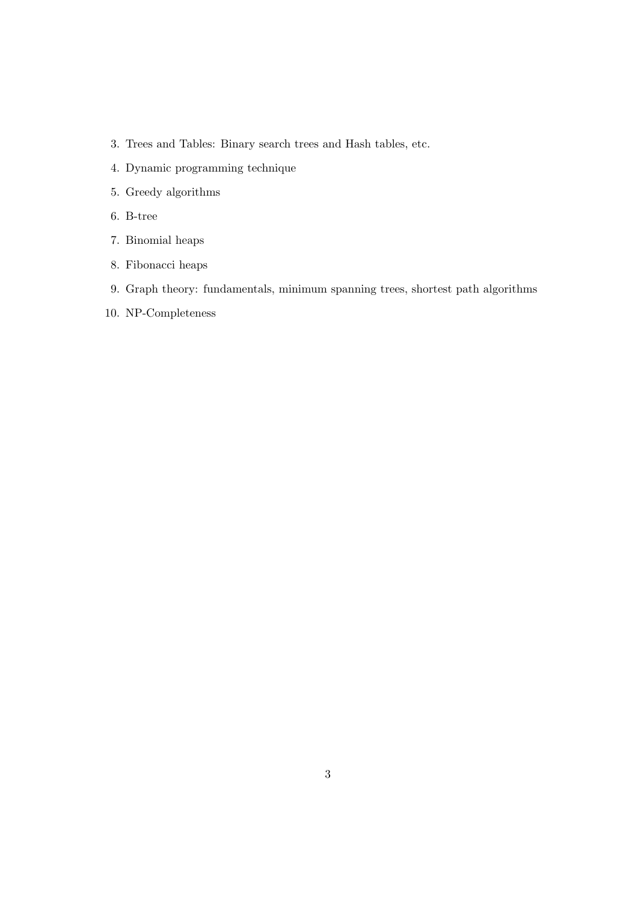3. Trees and Tables: Binary search trees and Hash tables, etc.
4. Dynamic programming technique
5. Greedy algorithms
6. B-tree
7. Binomial heaps
8. Fibonacci heaps
9. Graph theory: fundamentals, minimum spanning trees, shortest path algorithms
10. NP-Completeness